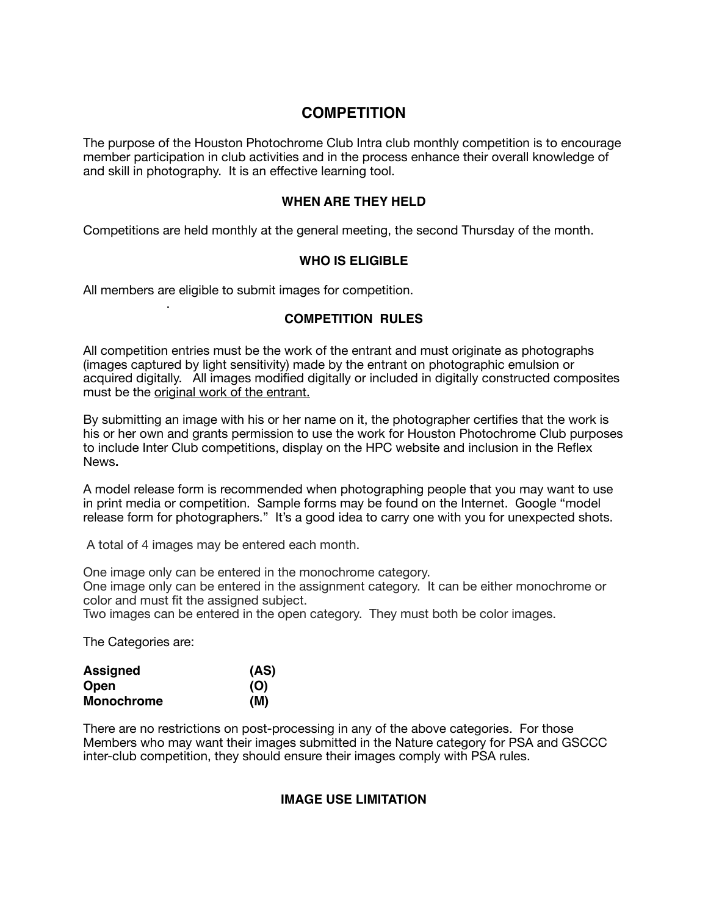# COMPETITION

The purpose of the Houston Photochrome Club Intra club monthly competition is to encourage member participation in club activities and in the process enhance their overall knowledge of and skill in photography. It is an effective learning tool.

### WHEN ARE THEY HELD

Competitions are held monthly at the general meeting, the second Thursday of the month.

### WHO IS ELIGIBLE

All members are eligible to submit images for competition.

### COMPETITION RULES

All competition entries must be the work of the entrant and must originate as photographs (images captured by light sensitivity) made by the entrant on photographic emulsion or acquired digitally. All images modified digitally or included in digitally constructed composites must be the <u>original work of the entrant.</u>

By submitting an image with his or her name on it, the photographer certifies that the work is his or her own and grants permission to use the work for Houston Photochrome Club purposes to include Inter Club competitions, display on the HPC website and inclusion in the Reflex News**.**

A model release form is recommended when photographing people that you may want to use in print media or competition. Sample forms may be found on the Internet. Google "model release form for photographers." It's a good idea to carry one with you for unexpected shots.

A total of 4 images may be entered each month.

One image only can be entered in the monochrome category.
One image only can be entered in the assignment category. It can be either monochrome or color and must fit the assigned subject.
Two images can be entered in the open category. They must both be color images.

The Categories are:

| | |
|---|---|
| **Assigned** | **(AS)** |
| **Open** | **(O)** |
| **Monochrome** | **(M)** |

There are no restrictions on post-processing in any of the above categories. For those Members who may want their images submitted in the Nature category for PSA and GSCCC inter-club competition, they should ensure their images comply with PSA rules.

### IMAGE USE LIMITATION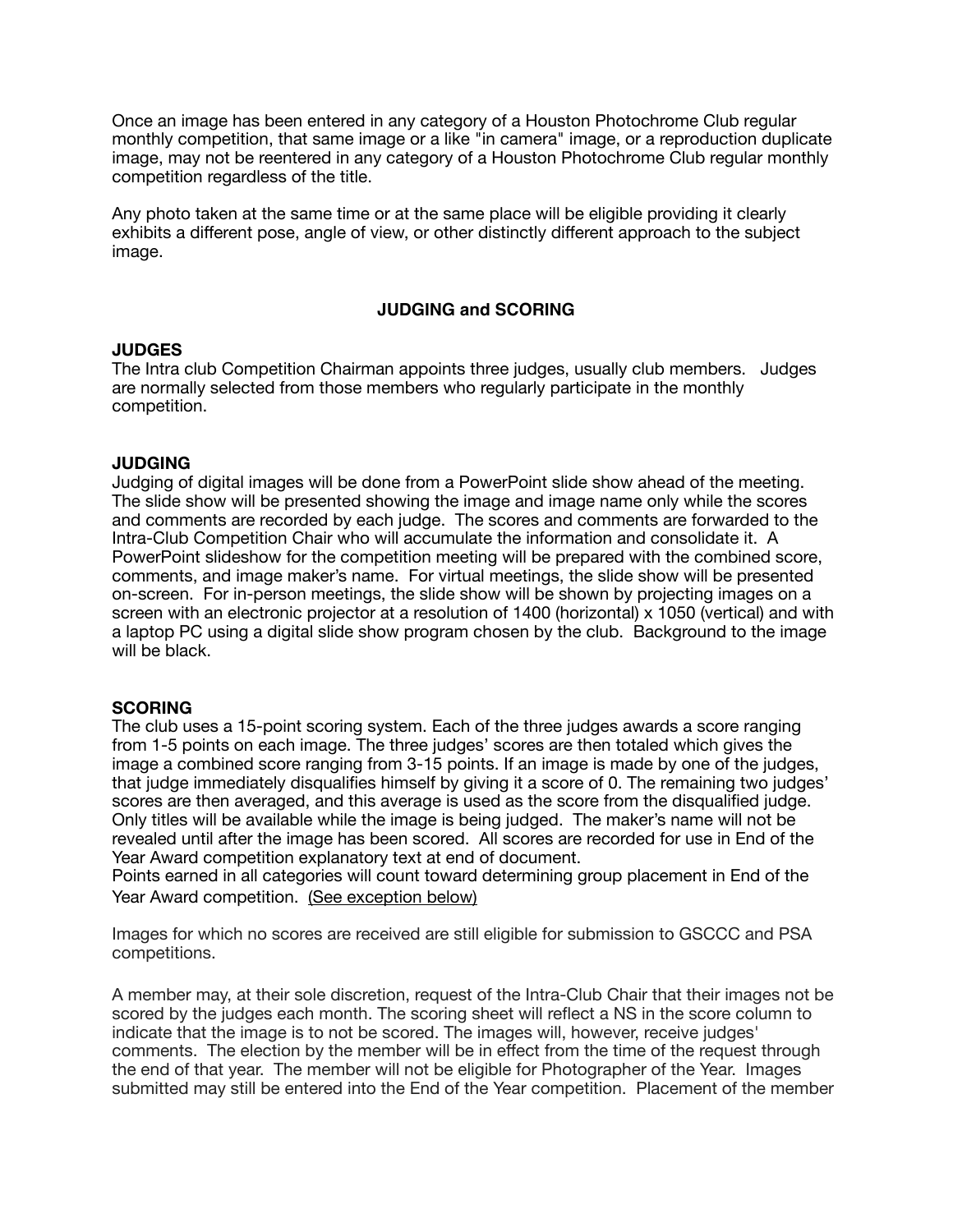Once an image has been entered in any category of a Houston Photochrome Club regular monthly competition, that same image or a like "in camera" image, or a reproduction duplicate image, may not be reentered in any category of a Houston Photochrome Club regular monthly competition regardless of the title.

Any photo taken at the same time or at the same place will be eligible providing it clearly exhibits a different pose, angle of view, or other distinctly different approach to the subject image.

## JUDGING and SCORING

### JUDGES

The Intra club Competition Chairman appoints three judges, usually club members. Judges are normally selected from those members who regularly participate in the monthly competition.

### JUDGING

Judging of digital images will be done from a PowerPoint slide show ahead of the meeting. The slide show will be presented showing the image and image name only while the scores and comments are recorded by each judge. The scores and comments are forwarded to the Intra-Club Competition Chair who will accumulate the information and consolidate it. A PowerPoint slideshow for the competition meeting will be prepared with the combined score, comments, and image maker's name. For virtual meetings, the slide show will be presented on-screen. For in-person meetings, the slide show will be shown by projecting images on a screen with an electronic projector at a resolution of 1400 (horizontal) x 1050 (vertical) and with a laptop PC using a digital slide show program chosen by the club. Background to the image will be black.

### SCORING

The club uses a 15-point scoring system. Each of the three judges awards a score ranging from 1-5 points on each image. The three judges' scores are then totaled which gives the image a combined score ranging from 3-15 points. If an image is made by one of the judges, that judge immediately disqualifies himself by giving it a score of 0. The remaining two judges' scores are then averaged, and this average is used as the score from the disqualified judge. Only titles will be available while the image is being judged. The maker's name will not be revealed until after the image has been scored. All scores are recorded for use in End of the Year Award competition explanatory text at end of document.
Points earned in all categories will count toward determining group placement in End of the Year Award competition. <u>(See exception below)</u>

Images for which no scores are received are still eligible for submission to GSCCC and PSA competitions.

A member may, at their sole discretion, request of the Intra-Club Chair that their images not be scored by the judges each month. The scoring sheet will reflect a NS in the score column to indicate that the image is to not be scored. The images will, however, receive judges' comments. The election by the member will be in effect from the time of the request through the end of that year. The member will not be eligible for Photographer of the Year. Images submitted may still be entered into the End of the Year competition. Placement of the member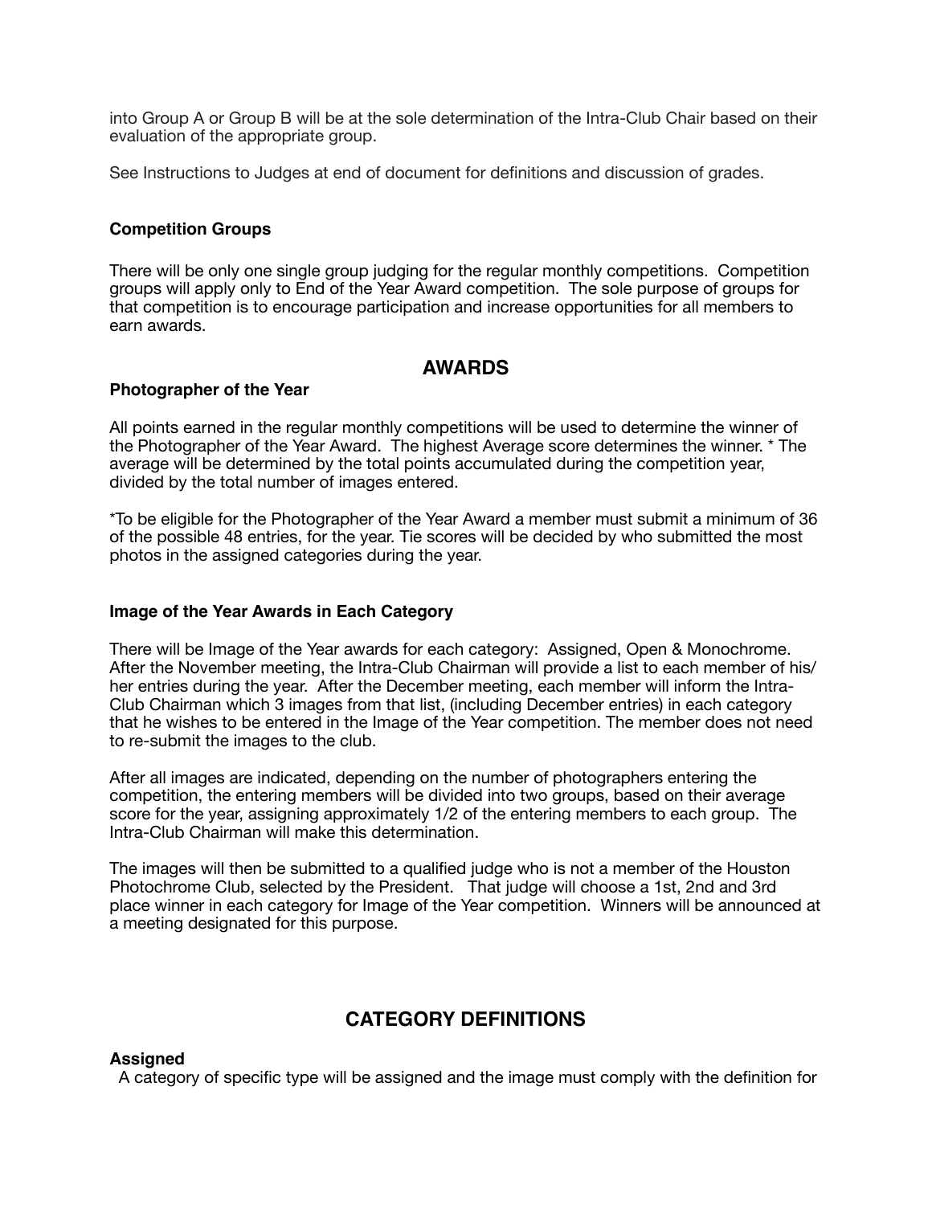into Group A or Group B will be at the sole determination of the Intra-Club Chair based on their evaluation of the appropriate group.

See Instructions to Judges at end of document for definitions and discussion of grades.

**Competition Groups**

There will be only one single group judging for the regular monthly competitions. Competition groups will apply only to End of the Year Award competition. The sole purpose of groups for that competition is to encourage participation and increase opportunities for all members to earn awards.

## AWARDS

**Photographer of the Year**

All points earned in the regular monthly competitions will be used to determine the winner of the Photographer of the Year Award. The highest Average score determines the winner. * The average will be determined by the total points accumulated during the competition year, divided by the total number of images entered.

*To be eligible for the Photographer of the Year Award a member must submit a minimum of 36 of the possible 48 entries, for the year. Tie scores will be decided by who submitted the most photos in the assigned categories during the year.

**Image of the Year Awards in Each Category**

There will be Image of the Year awards for each category: Assigned, Open & Monochrome. After the November meeting, the Intra-Club Chairman will provide a list to each member of his/her entries during the year. After the December meeting, each member will inform the Intra-Club Chairman which 3 images from that list, (including December entries) in each category that he wishes to be entered in the Image of the Year competition. The member does not need to re-submit the images to the club.

After all images are indicated, depending on the number of photographers entering the competition, the entering members will be divided into two groups, based on their average score for the year, assigning approximately 1/2 of the entering members to each group. The Intra-Club Chairman will make this determination.

The images will then be submitted to a qualified judge who is not a member of the Houston Photochrome Club, selected by the President. That judge will choose a 1st, 2nd and 3rd place winner in each category for Image of the Year competition. Winners will be announced at a meeting designated for this purpose.

## CATEGORY DEFINITIONS

**Assigned**

A category of specific type will be assigned and the image must comply with the definition for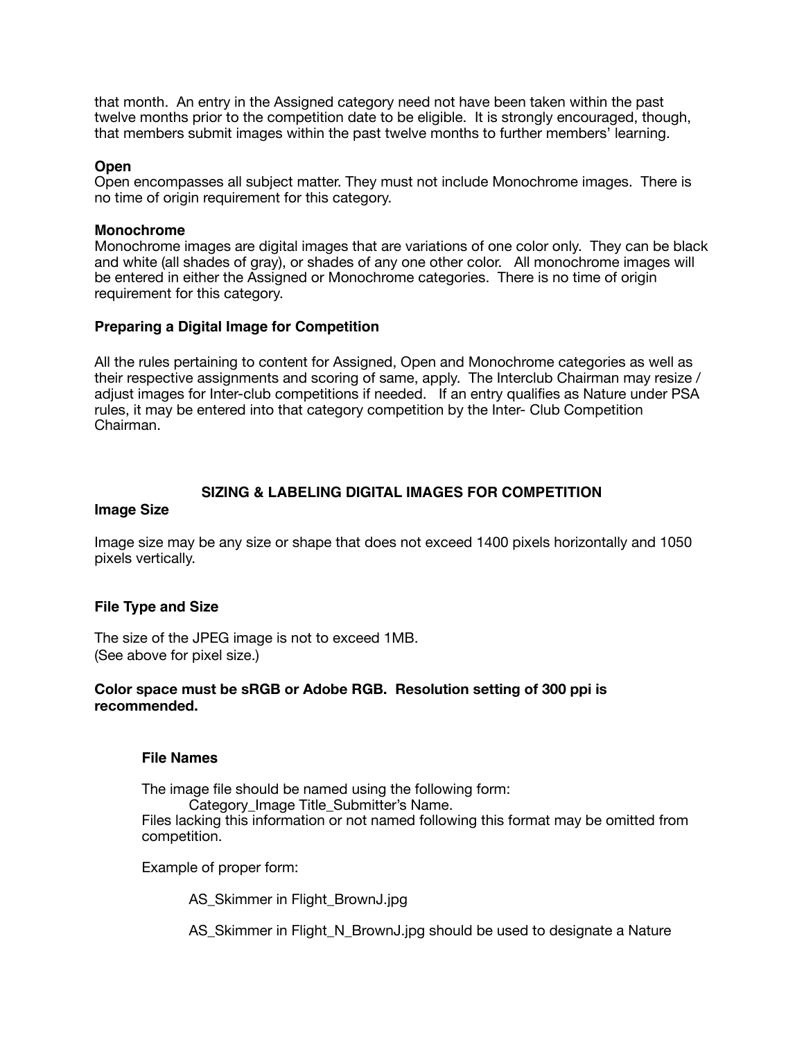that month. An entry in the Assigned category need not have been taken within the past twelve months prior to the competition date to be eligible. It is strongly encouraged, though, that members submit images within the past twelve months to further members' learning.

**Open**
Open encompasses all subject matter. They must not include Monochrome images. There is no time of origin requirement for this category.

**Monochrome**
Monochrome images are digital images that are variations of one color only. They can be black and white (all shades of gray), or shades of any one other color. All monochrome images will be entered in either the Assigned or Monochrome categories. There is no time of origin requirement for this category.

**Preparing a Digital Image for Competition**

All the rules pertaining to content for Assigned, Open and Monochrome categories as well as their respective assignments and scoring of same, apply. The Interclub Chairman may resize / adjust images for Inter-club competitions if needed. If an entry qualifies as Nature under PSA rules, it may be entered into that category competition by the Inter- Club Competition Chairman.

## SIZING & LABELING DIGITAL IMAGES FOR COMPETITION

**Image Size**

Image size may be any size or shape that does not exceed 1400 pixels horizontally and 1050 pixels vertically.

**File Type and Size**

The size of the JPEG image is not to exceed 1MB.
(See above for pixel size.)

**Color space must be sRGB or Adobe RGB. Resolution setting of 300 ppi is recommended.**

**File Names**

The image file should be named using the following form:
Category_Image Title_Submitter's Name.
Files lacking this information or not named following this format may be omitted from competition.

Example of proper form:

AS_Skimmer in Flight_BrownJ.jpg

AS_Skimmer in Flight_N_BrownJ.jpg should be used to designate a Nature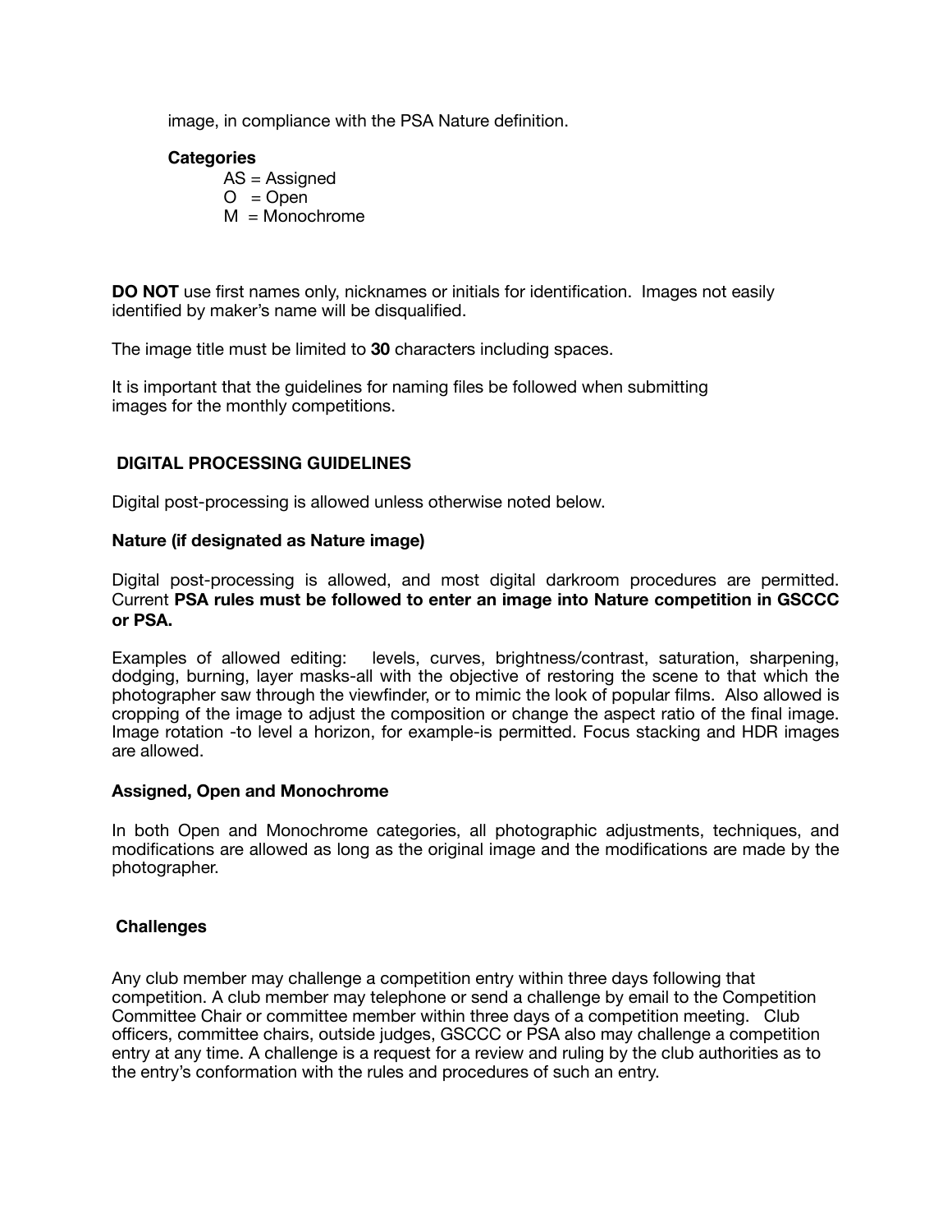image, in compliance with the PSA Nature definition.

**Categories**

AS = Assigned
O = Open
M = Monochrome

**DO NOT** use first names only, nicknames or initials for identification. Images not easily identified by maker's name will be disqualified.

The image title must be limited to **30** characters including spaces.

It is important that the guidelines for naming files be followed when submitting images for the monthly competitions.

## DIGITAL PROCESSING GUIDELINES

Digital post-processing is allowed unless otherwise noted below.

### Nature (if designated as Nature image)

Digital post-processing is allowed, and most digital darkroom procedures are permitted. Current **PSA rules must be followed to enter an image into Nature competition in GSCCC or PSA.**

Examples of allowed editing: levels, curves, brightness/contrast, saturation, sharpening, dodging, burning, layer masks-all with the objective of restoring the scene to that which the photographer saw through the viewfinder, or to mimic the look of popular films. Also allowed is cropping of the image to adjust the composition or change the aspect ratio of the final image. Image rotation -to level a horizon, for example-is permitted. Focus stacking and HDR images are allowed.

### Assigned, Open and Monochrome

In both Open and Monochrome categories, all photographic adjustments, techniques, and modifications are allowed as long as the original image and the modifications are made by the photographer.

## Challenges

Any club member may challenge a competition entry within three days following that competition. A club member may telephone or send a challenge by email to the Competition Committee Chair or committee member within three days of a competition meeting. Club officers, committee chairs, outside judges, GSCCC or PSA also may challenge a competition entry at any time. A challenge is a request for a review and ruling by the club authorities as to the entry's conformation with the rules and procedures of such an entry.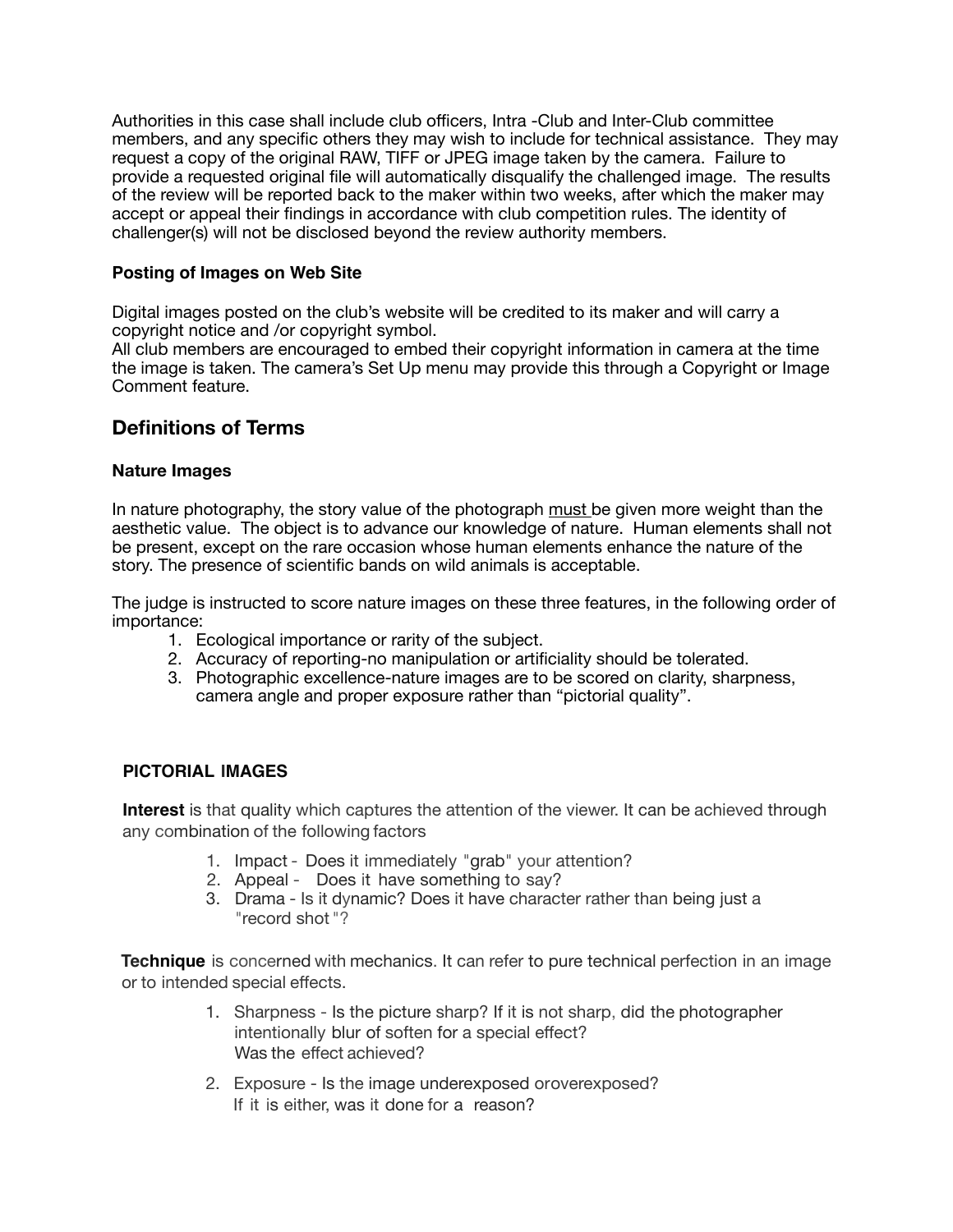Authorities in this case shall include club officers, Intra -Club and Inter-Club committee members, and any specific others they may wish to include for technical assistance. They may request a copy of the original RAW, TIFF or JPEG image taken by the camera. Failure to provide a requested original file will automatically disqualify the challenged image. The results of the review will be reported back to the maker within two weeks, after which the maker may accept or appeal their findings in accordance with club competition rules. The identity of challenger(s) will not be disclosed beyond the review authority members.

### Posting of Images on Web Site

Digital images posted on the club's website will be credited to its maker and will carry a copyright notice and /or copyright symbol.
All club members are encouraged to embed their copyright information in camera at the time the image is taken. The camera's Set Up menu may provide this through a Copyright or Image Comment feature.

## Definitions of Terms

### Nature Images

In nature photography, the story value of the photograph must be given more weight than the aesthetic value. The object is to advance our knowledge of nature. Human elements shall not be present, except on the rare occasion whose human elements enhance the nature of the story. The presence of scientific bands on wild animals is acceptable.

The judge is instructed to score nature images on these three features, in the following order of importance:

1. Ecological importance or rarity of the subject.
2. Accuracy of reporting-no manipulation or artificiality should be tolerated.
3. Photographic excellence-nature images are to be scored on clarity, sharpness, camera angle and proper exposure rather than "pictorial quality".

### PICTORIAL IMAGES

**Interest** is that quality which captures the attention of the viewer. It can be achieved through any combination of the following factors

1. Impact - Does it immediately "grab" your attention?
2. Appeal - Does it have something to say?
3. Drama - Is it dynamic? Does it have character rather than being just a "record shot"?

**Technique** is concerned with mechanics. It can refer to pure technical perfection in an image or to intended special effects.

1. Sharpness - Is the picture sharp? If it is not sharp, did the photographer intentionally blur of soften for a special effect?
   Was the effect achieved?
2. Exposure - Is the image underexposed oroverexposed?
   If it is either, was it done for a reason?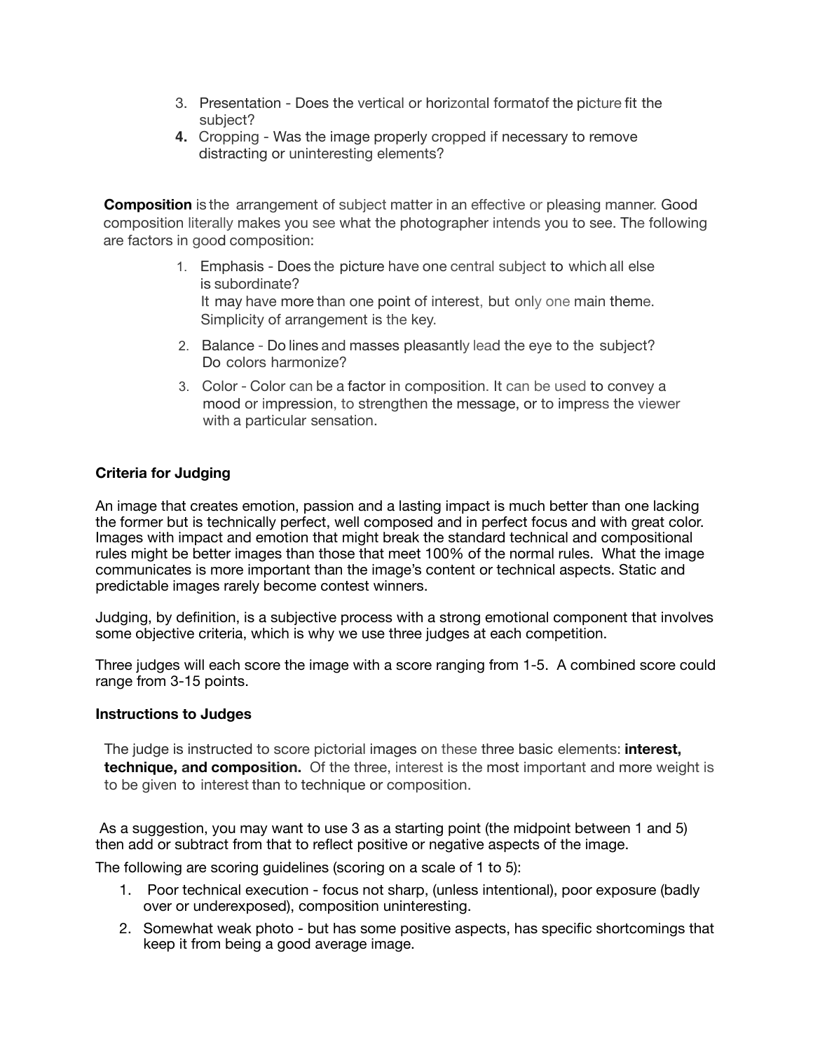3. Presentation - Does the vertical or horizontal formatof the picture fit the subject?
4. Cropping - Was the image properly cropped if necessary to remove distracting or uninteresting elements?

**Composition** is the arrangement of subject matter in an effective or pleasing manner. Good composition literally makes you see what the photographer intends you to see. The following are factors in good composition:

1. Emphasis - Does the picture have one central subject to which all else is subordinate?
   It may have more than one point of interest, but only one main theme. Simplicity of arrangement is the key.
2. Balance - Do lines and masses pleasantly lead the eye to the subject? Do colors harmonize?
3. Color - Color can be a factor in composition. It can be used to convey a mood or impression, to strengthen the message, or to impress the viewer with a particular sensation.

**Criteria for Judging**

An image that creates emotion, passion and a lasting impact is much better than one lacking the former but is technically perfect, well composed and in perfect focus and with great color. Images with impact and emotion that might break the standard technical and compositional rules might be better images than those that meet 100% of the normal rules. What the image communicates is more important than the image's content or technical aspects. Static and predictable images rarely become contest winners.

Judging, by definition, is a subjective process with a strong emotional component that involves some objective criteria, which is why we use three judges at each competition.

Three judges will each score the image with a score ranging from 1-5. A combined score could range from 3-15 points.

**Instructions to Judges**

The judge is instructed to score pictorial images on these three basic elements: **interest, technique, and composition.** Of the three, interest is the most important and more weight is to be given to interest than to technique or composition.

As a suggestion, you may want to use 3 as a starting point (the midpoint between 1 and 5) then add or subtract from that to reflect positive or negative aspects of the image.

The following are scoring guidelines (scoring on a scale of 1 to 5):

1. Poor technical execution - focus not sharp, (unless intentional), poor exposure (badly over or underexposed), composition uninteresting.
2. Somewhat weak photo - but has some positive aspects, has specific shortcomings that keep it from being a good average image.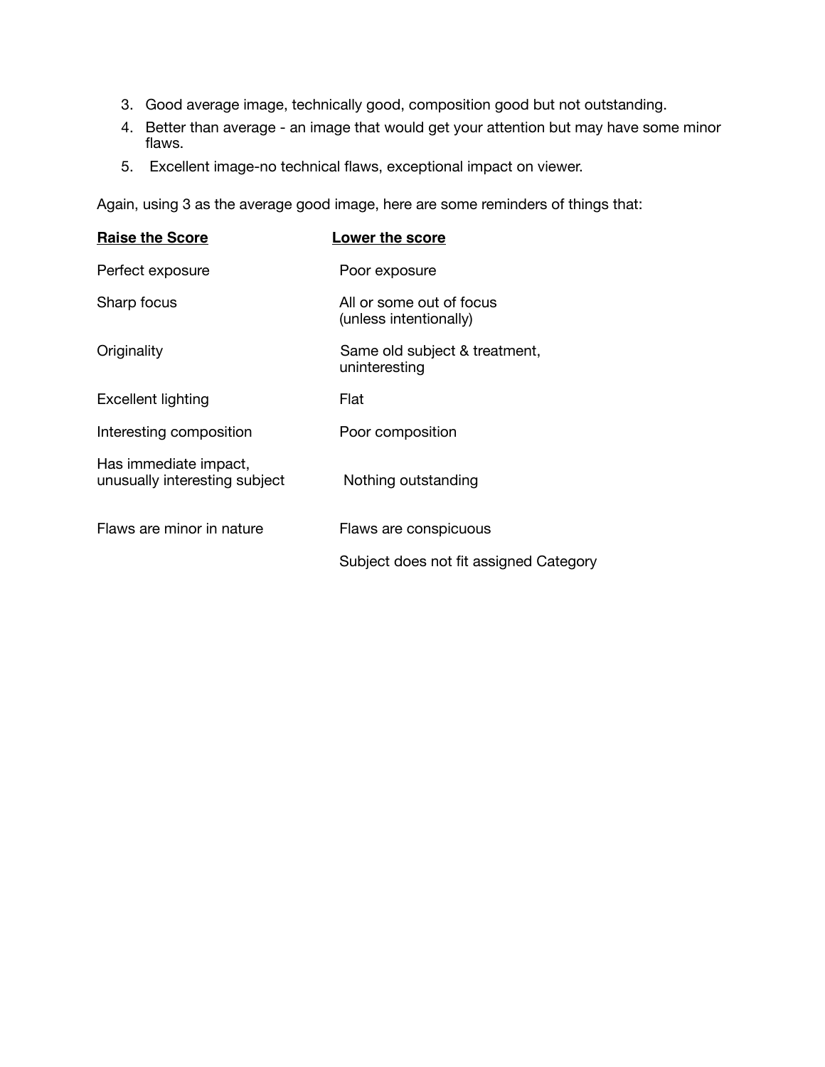3. Good average image, technically good, composition good but not outstanding.
4. Better than average - an image that would get your attention but may have some minor flaws.
5. Excellent image-no technical flaws, exceptional impact on viewer.

Again, using 3 as the average good image, here are some reminders of things that:

| **Raise the Score** | **Lower the score** |
| --- | --- |
| Perfect exposure | Poor exposure |
| Sharp focus | All or some out of focus (unless intentionally) |
| Originality | Same old subject & treatment, uninteresting |
| Excellent lighting | Flat |
| Interesting composition | Poor composition |
| Has immediate impact, unusually interesting subject | Nothing outstanding |
| Flaws are minor in nature | Flaws are conspicuous |
| | Subject does not fit assigned Category |